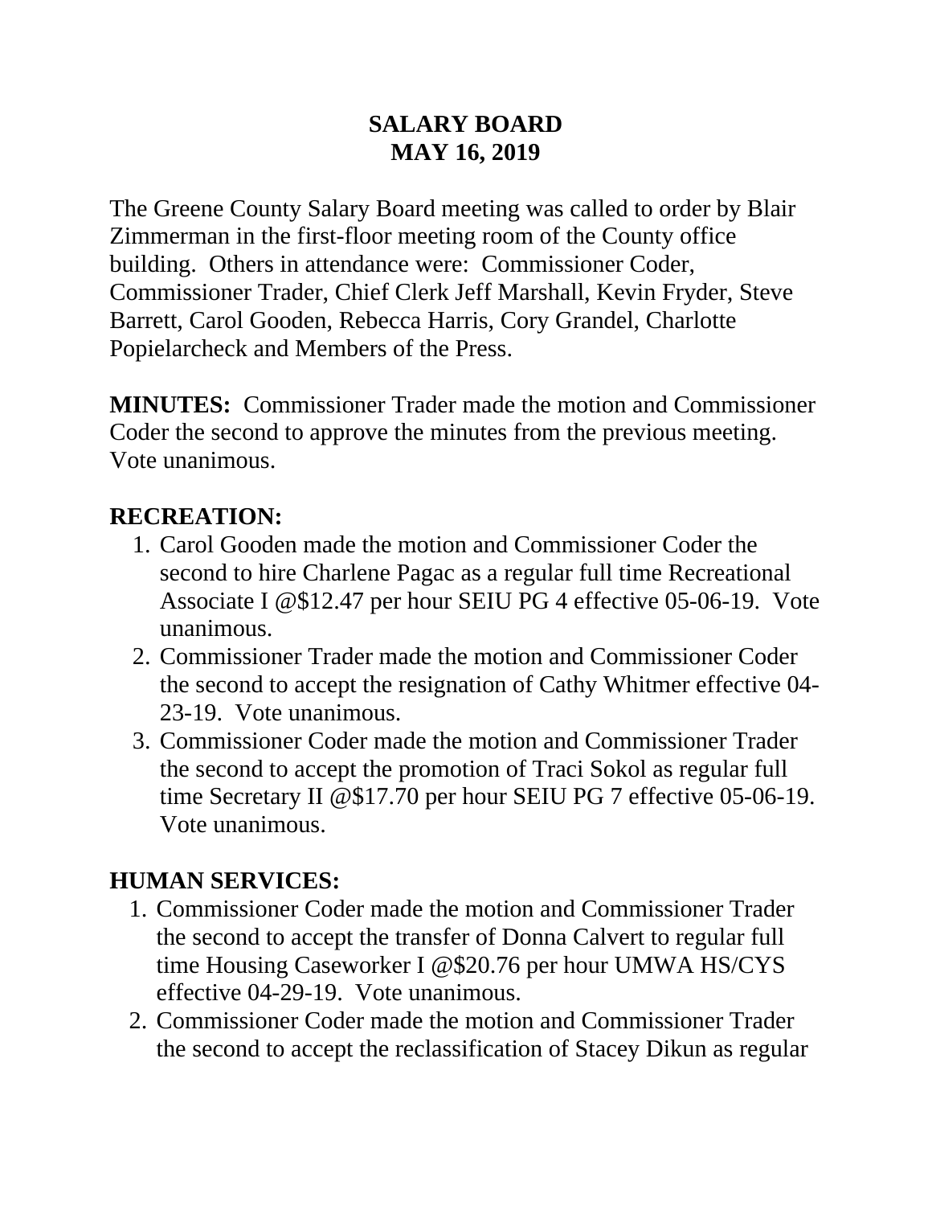# SALARY BOARD
# MAY 16, 2019

The Greene County Salary Board meeting was called to order by Blair Zimmerman in the first-floor meeting room of the County office building. Others in attendance were: Commissioner Coder, Commissioner Trader, Chief Clerk Jeff Marshall, Kevin Fryder, Steve Barrett, Carol Gooden, Rebecca Harris, Cory Grandel, Charlotte Popielarcheck and Members of the Press.

**MINUTES:** Commissioner Trader made the motion and Commissioner Coder the second to approve the minutes from the previous meeting. Vote unanimous.

## RECREATION:

1. Carol Gooden made the motion and Commissioner Coder the second to hire Charlene Pagac as a regular full time Recreational Associate I @$12.47 per hour SEIU PG 4 effective 05-06-19. Vote unanimous.
2. Commissioner Trader made the motion and Commissioner Coder the second to accept the resignation of Cathy Whitmer effective 04-23-19. Vote unanimous.
3. Commissioner Coder made the motion and Commissioner Trader the second to accept the promotion of Traci Sokol as regular full time Secretary II @$17.70 per hour SEIU PG 7 effective 05-06-19. Vote unanimous.

## HUMAN SERVICES:

1. Commissioner Coder made the motion and Commissioner Trader the second to accept the transfer of Donna Calvert to regular full time Housing Caseworker I @$20.76 per hour UMWA HS/CYS effective 04-29-19. Vote unanimous.
2. Commissioner Coder made the motion and Commissioner Trader the second to accept the reclassification of Stacey Dikun as regular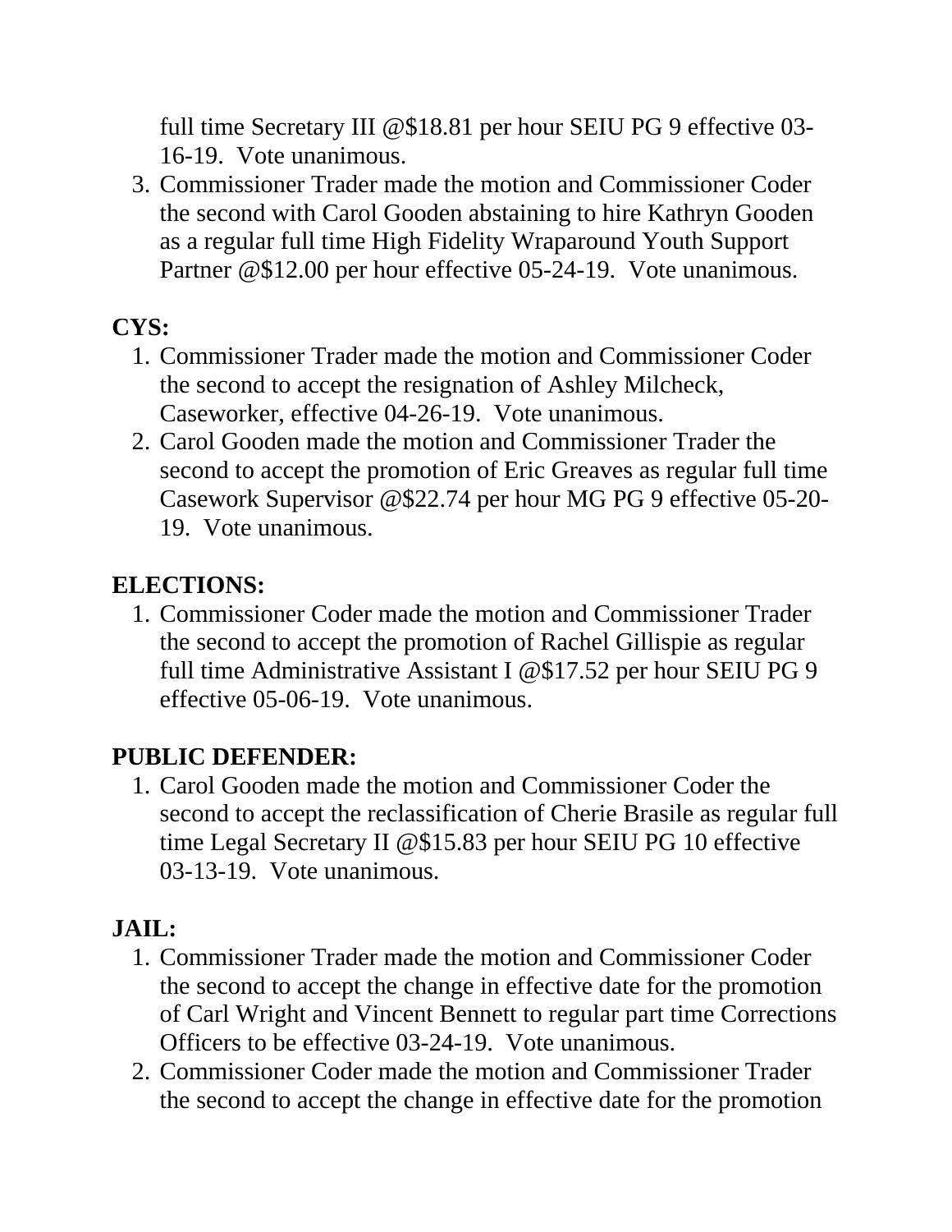full time Secretary III @$18.81 per hour SEIU PG 9 effective 03-16-19. Vote unanimous.

3. Commissioner Trader made the motion and Commissioner Coder the second with Carol Gooden abstaining to hire Kathryn Gooden as a regular full time High Fidelity Wraparound Youth Support Partner @$12.00 per hour effective 05-24-19. Vote unanimous.

**CYS:**

1. Commissioner Trader made the motion and Commissioner Coder the second to accept the resignation of Ashley Milcheck, Caseworker, effective 04-26-19. Vote unanimous.
2. Carol Gooden made the motion and Commissioner Trader the second to accept the promotion of Eric Greaves as regular full time Casework Supervisor @$22.74 per hour MG PG 9 effective 05-20-19. Vote unanimous.

**ELECTIONS:**

1. Commissioner Coder made the motion and Commissioner Trader the second to accept the promotion of Rachel Gillispie as regular full time Administrative Assistant I @$17.52 per hour SEIU PG 9 effective 05-06-19. Vote unanimous.

**PUBLIC DEFENDER:**

1. Carol Gooden made the motion and Commissioner Coder the second to accept the reclassification of Cherie Brasile as regular full time Legal Secretary II @$15.83 per hour SEIU PG 10 effective 03-13-19. Vote unanimous.

**JAIL:**

1. Commissioner Trader made the motion and Commissioner Coder the second to accept the change in effective date for the promotion of Carl Wright and Vincent Bennett to regular part time Corrections Officers to be effective 03-24-19. Vote unanimous.
2. Commissioner Coder made the motion and Commissioner Trader the second to accept the change in effective date for the promotion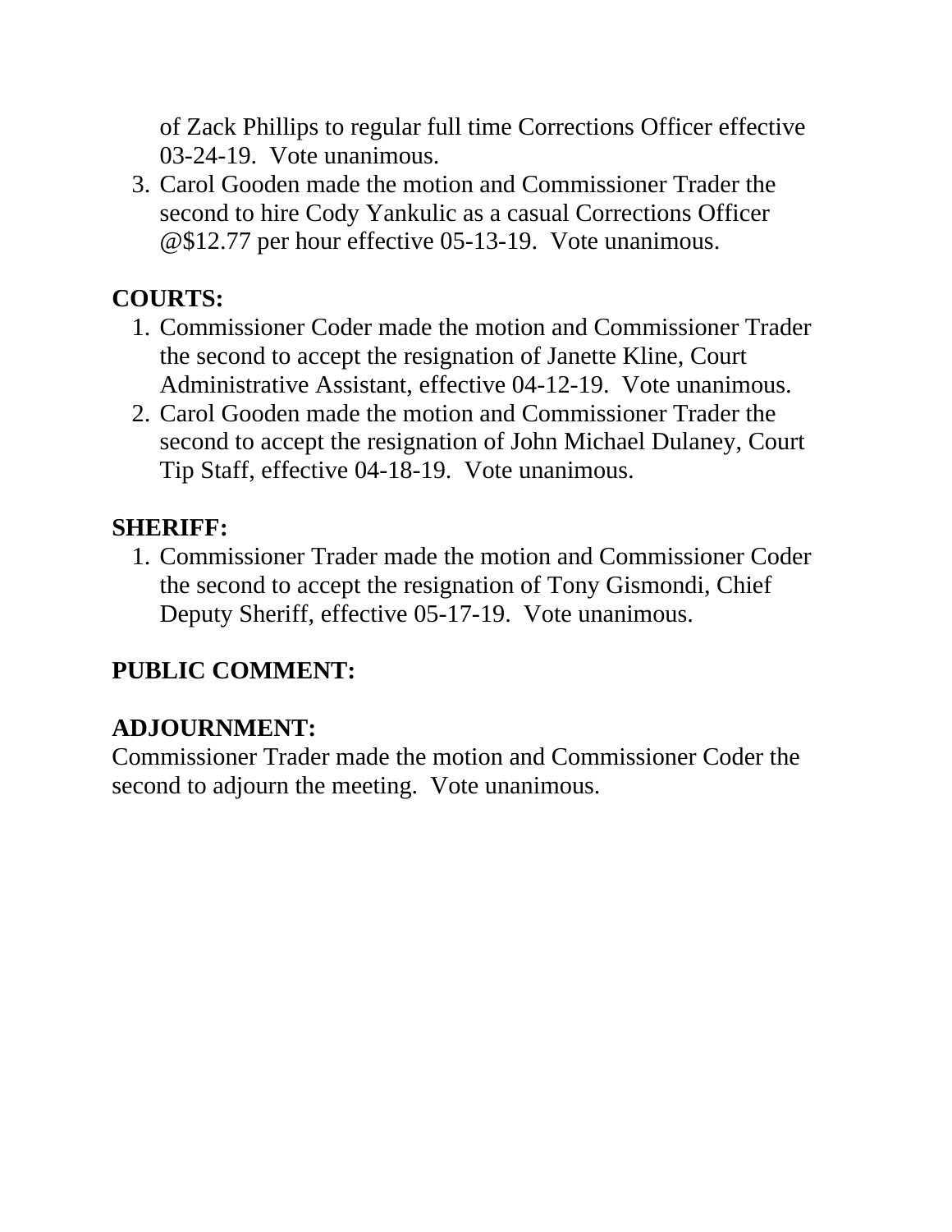of Zack Phillips to regular full time Corrections Officer effective 03-24-19. Vote unanimous.

3. Carol Gooden made the motion and Commissioner Trader the second to hire Cody Yankulic as a casual Corrections Officer @$12.77 per hour effective 05-13-19. Vote unanimous.

**COURTS:**

1. Commissioner Coder made the motion and Commissioner Trader the second to accept the resignation of Janette Kline, Court Administrative Assistant, effective 04-12-19. Vote unanimous.
2. Carol Gooden made the motion and Commissioner Trader the second to accept the resignation of John Michael Dulaney, Court Tip Staff, effective 04-18-19. Vote unanimous.

**SHERIFF:**

1. Commissioner Trader made the motion and Commissioner Coder the second to accept the resignation of Tony Gismondi, Chief Deputy Sheriff, effective 05-17-19. Vote unanimous.

**PUBLIC COMMENT:**

**ADJOURNMENT:**

Commissioner Trader made the motion and Commissioner Coder the second to adjourn the meeting. Vote unanimous.